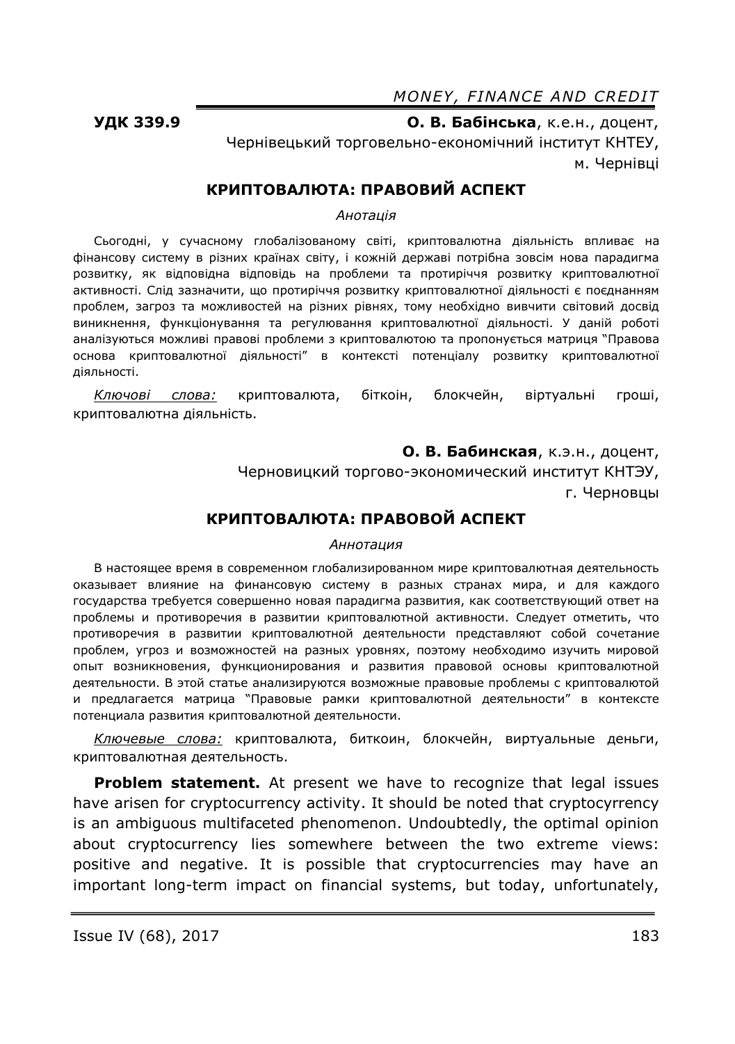**УДК 339.9**

**О. В. Бабінська**, к.е.н., доцент,
Чернівецький торговельно-економічний інститут КНТЕУ,
м. Чернівці

## КРИПТОВАЛЮТА: ПРАВОВИЙ АСПЕКТ

*Анотація*

Сьогодні, у сучасному глобалізованому світі, криптовалютна діяльність впливає на фінансову систему в різних країнах світу, і кожній державі потрібна зовсім нова парадигма розвитку, як відповідна відповідь на проблеми та протиріччя розвитку криптовалютної активності. Слід зазначити, що протиріччя розвитку криптовалютної діяльності є поєднанням проблем, загроз та можливостей на різних рівнях, тому необхідно вивчити світовий досвід виникнення, функціонування та регулювання криптовалютної діяльності. У даній роботі аналізуються можливі правові проблеми з криптовалютою та пропонується матриця "Правова основа криптовалютної діяльності" в контексті потенціалу розвитку криптовалютної діяльності.

*Ключові слова:* криптовалюта, біткоін, блокчейн, віртуальні гроші, криптовалютна діяльність.

**О. В. Бабинская**, к.э.н., доцент,
Черновицкий торгово-экономический институт КНТЭУ,
г. Черновцы

## КРИПТОВАЛЮТА: ПРАВОВОЙ АСПЕКТ

*Аннотация*

В настоящее время в современном глобализированном мире криптовалютная деятельность оказывает влияние на финансовую систему в разных странах мира, и для каждого государства требуется совершенно новая парадигма развития, как соответствующий ответ на проблемы и противоречия в развитии криптовалютной активности. Следует отметить, что противоречия в развитии криптовалютной деятельности представляют собой сочетание проблем, угроз и возможностей на разных уровнях, поэтому необходимо изучить мировой опыт возникновения, функционирования и развития правовой основы криптовалютной деятельности. В этой статье анализируются возможные правовые проблемы с криптовалютой и предлагается матрица "Правовые рамки криптовалютной деятельности" в контексте потенциала развития криптовалютной деятельности.

*Ключевые слова:* криптовалюта, биткоин, блокчейн, виртуальные деньги, криптовалютная деятельность.

**Problem statement.** At present we have to recognize that legal issues have arisen for cryptocurrency activity. It should be noted that cryptocyrrency is an ambiguous multifaceted phenomenon. Undoubtedly, the optimal opinion about cryptocurrency lies somewhere between the two extreme views: positive and negative. It is possible that cryptocurrencies may have an important long-term impact on financial systems, but today, unfortunately,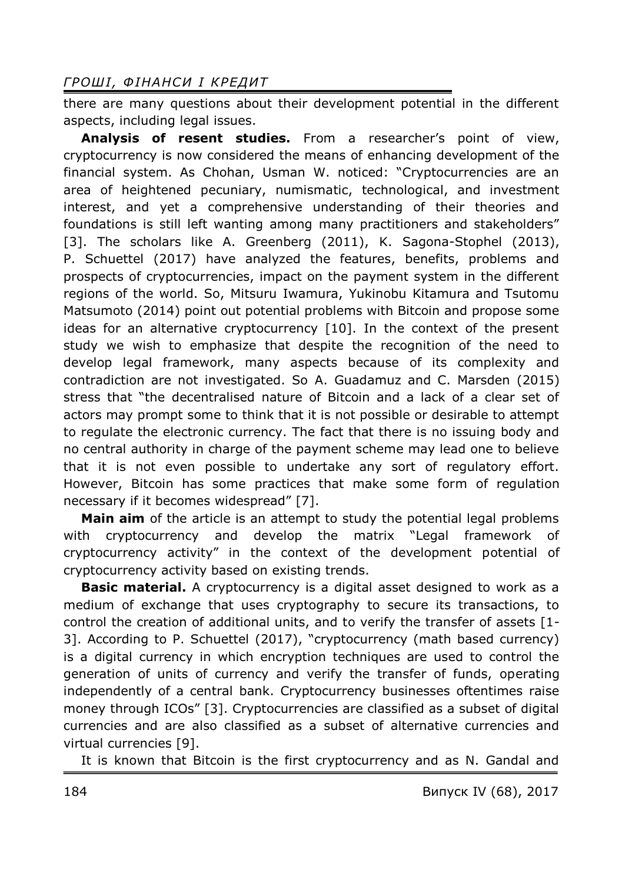there are many questions about their development potential in the different aspects, including legal issues.

**Analysis of resent studies.** From a researcher's point of view, cryptocurrency is now considered the means of enhancing development of the financial system. As Chohan, Usman W. noticed: "Cryptocurrencies are an area of heightened pecuniary, numismatic, technological, and investment interest, and yet a comprehensive understanding of their theories and foundations is still left wanting among many practitioners and stakeholders" [3]. The scholars like A. Greenberg (2011), K. Sagona-Stophel (2013), P. Schuettel (2017) have analyzed the features, benefits, problems and prospects of cryptocurrencies, impact on the payment system in the different regions of the world. So, Mitsuru Iwamura, Yukinobu Kitamura and Tsutomu Matsumoto (2014) point out potential problems with Bitcoin and propose some ideas for an alternative cryptocurrency [10]. In the context of the present study we wish to emphasize that despite the recognition of the need to develop legal framework, many aspects because of its complexity and contradiction are not investigated. So A. Guadamuz and C. Marsden (2015) stress that "the decentralised nature of Bitcoin and a lack of a clear set of actors may prompt some to think that it is not possible or desirable to attempt to regulate the electronic currency. The fact that there is no issuing body and no central authority in charge of the payment scheme may lead one to believe that it is not even possible to undertake any sort of regulatory effort. However, Bitcoin has some practices that make some form of regulation necessary if it becomes widespread" [7].

**Main aim** of the article is an attempt to study the potential legal problems with cryptocurrency and develop the matrix "Legal framework of cryptocurrency activity" in the context of the development potential of cryptocurrency activity based on existing trends.

**Basic material.** A cryptocurrency is a digital asset designed to work as a medium of exchange that uses cryptography to secure its transactions, to control the creation of additional units, and to verify the transfer of assets [1-3]. According to P. Schuettel (2017), "cryptocurrency (math based currency) is a digital currency in which encryption techniques are used to control the generation of units of currency and verify the transfer of funds, operating independently of a central bank. Cryptocurrency businesses oftentimes raise money through ICOs" [3]. Cryptocurrencies are classified as a subset of digital currencies and are also classified as a subset of alternative currencies and virtual currencies [9].

It is known that Bitcoin is the first cryptocurrency and as N. Gandal and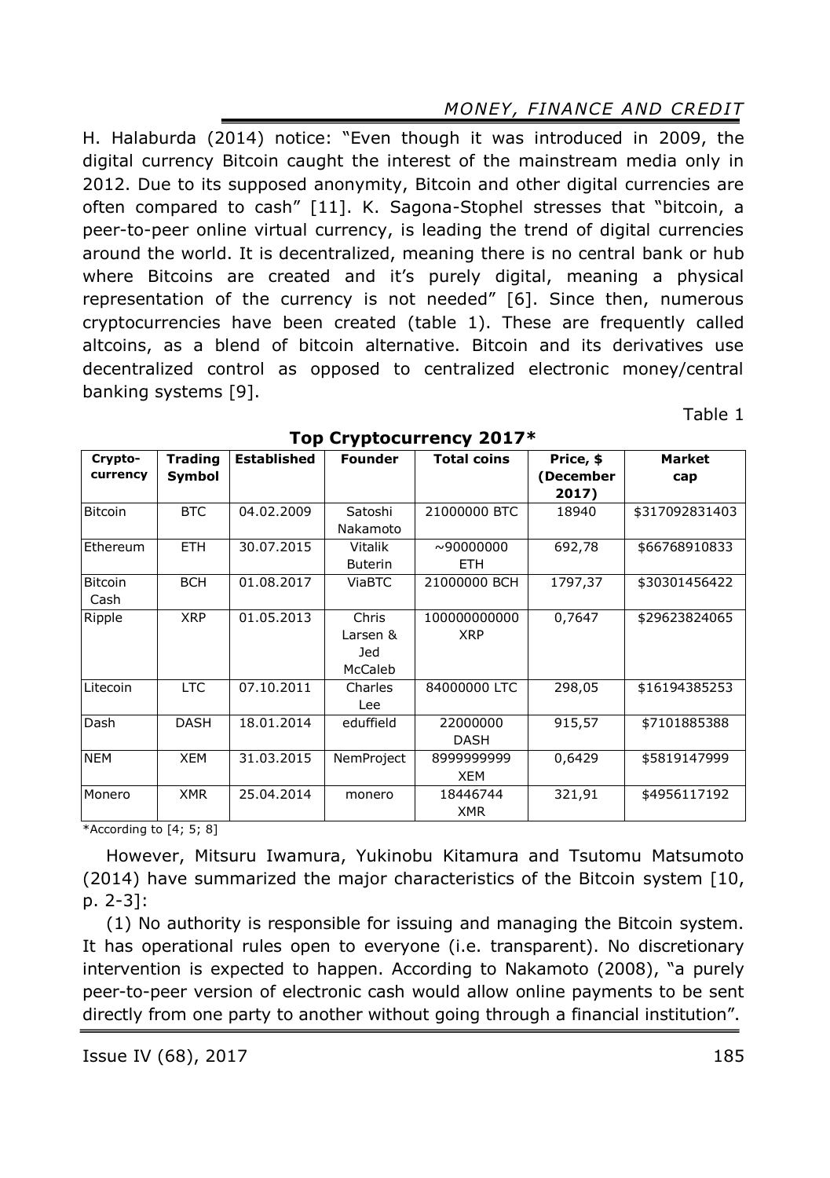H. Halaburda (2014) notice: "Even though it was introduced in 2009, the digital currency Bitcoin caught the interest of the mainstream media only in 2012. Due to its supposed anonymity, Bitcoin and other digital currencies are often compared to cash" [11]. K. Sagona-Stophel stresses that "bitcoin, a peer-to-peer online virtual currency, is leading the trend of digital currencies around the world. It is decentralized, meaning there is no central bank or hub where Bitcoins are created and it's purely digital, meaning a physical representation of the currency is not needed" [6]. Since then, numerous cryptocurrencies have been created (table 1). These are frequently called altcoins, as a blend of bitcoin alternative. Bitcoin and its derivatives use decentralized control as opposed to centralized electronic money/central banking systems [9].

Table 1

**Top Cryptocurrency 2017***

| Crypto-currency | Trading Symbol | Established | Founder | Total coins | Price, $ (December 2017) | Market cap |
|---|---|---|---|---|---|---|
| Bitcoin | BTC | 04.02.2009 | Satoshi Nakamoto | 21000000 BTC | 18940 | $317092831403 |
| Ethereum | ETH | 30.07.2015 | Vitalik Buterin | ~90000000 ETH | 692,78 | $66768910833 |
| Bitcoin Cash | BCH | 01.08.2017 | ViaBTC | 21000000 BCH | 1797,37 | $30301456422 |
| Ripple | XRP | 01.05.2013 | Chris Larsen & Jed McCaleb | 100000000000 XRP | 0,7647 | $29623824065 |
| Litecoin | LTC | 07.10.2011 | Charles Lee | 84000000 LTC | 298,05 | $16194385253 |
| Dash | DASH | 18.01.2014 | eduffield | 22000000 DASH | 915,57 | $7101885388 |
| NEM | XEM | 31.03.2015 | NemProject | 8999999999 XEM | 0,6429 | $5819147999 |
| Monero | XMR | 25.04.2014 | monero | 18446744 XMR | 321,91 | $4956117192 |

*According to [4; 5; 8]

However, Mitsuru Iwamura, Yukinobu Kitamura and Tsutomu Matsumoto (2014) have summarized the major characteristics of the Bitcoin system [10, p. 2-3]:

(1) No authority is responsible for issuing and managing the Bitcoin system. It has operational rules open to everyone (i.e. transparent). No discretionary intervention is expected to happen. According to Nakamoto (2008), "a purely peer-to-peer version of electronic cash would allow online payments to be sent directly from one party to another without going through a financial institution".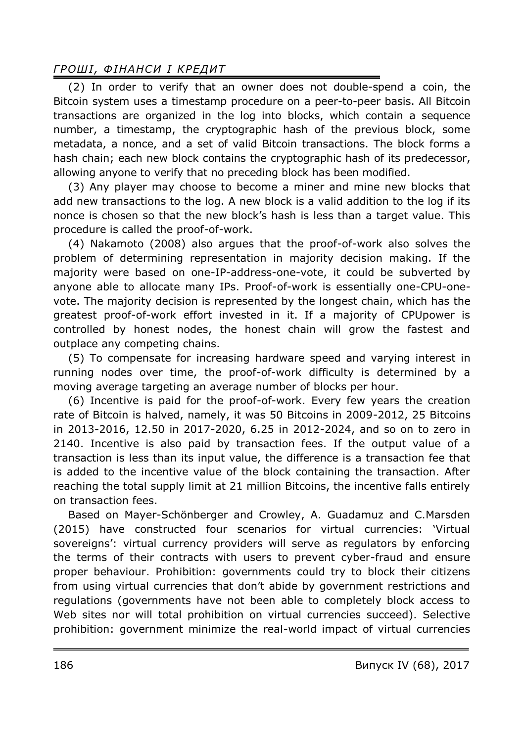(2) In order to verify that an owner does not double-spend a coin, the Bitcoin system uses a timestamp procedure on a peer-to-peer basis. All Bitcoin transactions are organized in the log into blocks, which contain a sequence number, a timestamp, the cryptographic hash of the previous block, some metadata, a nonce, and a set of valid Bitcoin transactions. The block forms a hash chain; each new block contains the cryptographic hash of its predecessor, allowing anyone to verify that no preceding block has been modified.

(3) Any player may choose to become a miner and mine new blocks that add new transactions to the log. A new block is a valid addition to the log if its nonce is chosen so that the new block's hash is less than a target value. This procedure is called the proof-of-work.

(4) Nakamoto (2008) also argues that the proof-of-work also solves the problem of determining representation in majority decision making. If the majority were based on one-IP-address-one-vote, it could be subverted by anyone able to allocate many IPs. Proof-of-work is essentially one-CPU-one-vote. The majority decision is represented by the longest chain, which has the greatest proof-of-work effort invested in it. If a majority of CPUpower is controlled by honest nodes, the honest chain will grow the fastest and outplace any competing chains.

(5) To compensate for increasing hardware speed and varying interest in running nodes over time, the proof-of-work difficulty is determined by a moving average targeting an average number of blocks per hour.

(6) Incentive is paid for the proof-of-work. Every few years the creation rate of Bitcoin is halved, namely, it was 50 Bitcoins in 2009-2012, 25 Bitcoins in 2013-2016, 12.50 in 2017-2020, 6.25 in 2012-2024, and so on to zero in 2140. Incentive is also paid by transaction fees. If the output value of a transaction is less than its input value, the difference is a transaction fee that is added to the incentive value of the block containing the transaction. After reaching the total supply limit at 21 million Bitcoins, the incentive falls entirely on transaction fees.

Based on Mayer-Schönberger and Crowley, A. Guadamuz and C.Marsden (2015) have constructed four scenarios for virtual currencies: 'Virtual sovereigns': virtual currency providers will serve as regulators by enforcing the terms of their contracts with users to prevent cyber-fraud and ensure proper behaviour. Prohibition: governments could try to block their citizens from using virtual currencies that don't abide by government restrictions and regulations (governments have not been able to completely block access to Web sites nor will total prohibition on virtual currencies succeed). Selective prohibition: government minimize the real-world impact of virtual currencies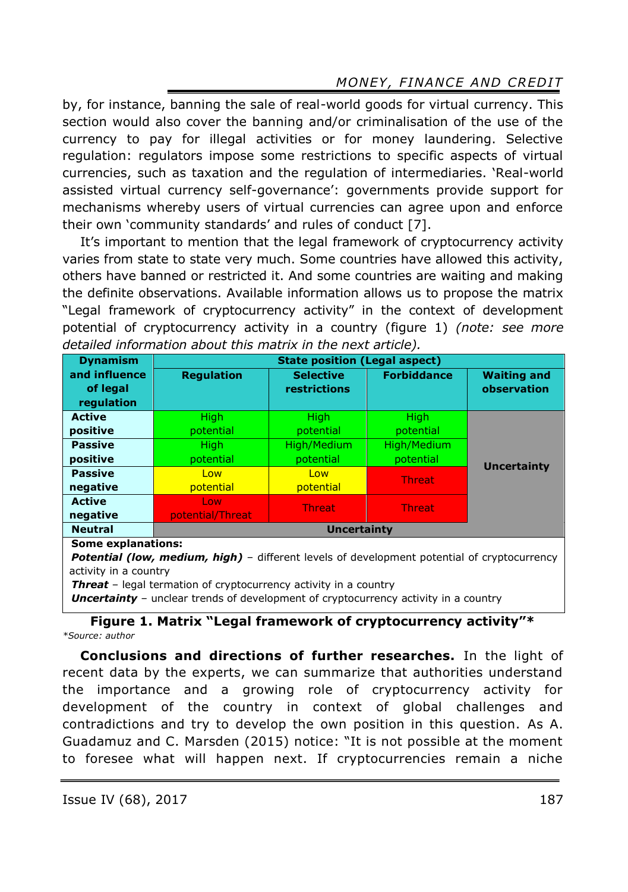by, for instance, banning the sale of real-world goods for virtual currency. This section would also cover the banning and/or criminalisation of the use of the currency to pay for illegal activities or for money laundering. Selective regulation: regulators impose some restrictions to specific aspects of virtual currencies, such as taxation and the regulation of intermediaries. 'Real-world assisted virtual currency self-governance': governments provide support for mechanisms whereby users of virtual currencies can agree upon and enforce their own 'community standards' and rules of conduct [7].

It's important to mention that the legal framework of cryptocurrency activity varies from state to state very much. Some countries have allowed this activity, others have banned or restricted it. And some countries are waiting and making the definite observations. Available information allows us to propose the matrix "Legal framework of cryptocurrency activity" in the context of development potential of cryptocurrency activity in a country (figure 1) *(note: see more detailed information about this matrix in the next article).*

| Dynamism and influence of legal regulation | State position (Legal aspect) | | | |
|---|---|---|---|---|
| | Regulation | Selective restrictions | Forbiddance | Waiting and observation |
| Active positive | High potential | High potential | High potential | Uncertainty |
| Passive positive | High potential | High/Medium potential | High/Medium potential | Uncertainty |
| Passive negative | Low potential | Low potential | Threat | Uncertainty |
| Active negative | Low potential/Threat | Threat | Threat | Uncertainty |
| Neutral | Uncertainty | | | |

**Some explanations:**
***Potential (low, medium, high)*** – different levels of development potential of cryptocurrency activity in a country
***Threat*** – legal termation of cryptocurrency activity in a country
***Uncertainty*** – unclear trends of development of cryptocurrency activity in a country

**Figure 1. Matrix "Legal framework of cryptocurrency activity"***

*\*Source: author*

**Conclusions and directions of further researches.** In the light of recent data by the experts, we can summarize that authorities understand the importance and a growing role of cryptocurrency activity for development of the country in context of global challenges and contradictions and try to develop the own position in this question. As A. Guadamuz and C. Marsden (2015) notice: "It is not possible at the moment to foresee what will happen next. If cryptocurrencies remain a niche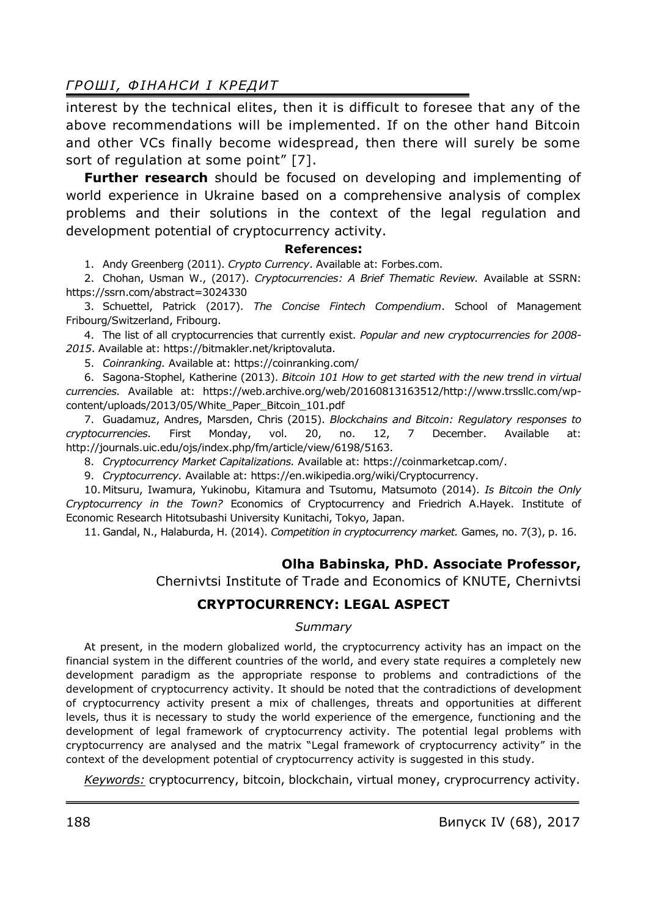interest by the technical elites, then it is difficult to foresee that any of the above recommendations will be implemented. If on the other hand Bitcoin and other VCs finally become widespread, then there will surely be some sort of regulation at some point" [7].

**Further research** should be focused on developing and implementing of world experience in Ukraine based on a comprehensive analysis of complex problems and their solutions in the context of the legal regulation and development potential of cryptocurrency activity.

**References:**

1. Andy Greenberg (2011). *Crypto Currency*. Available at: Forbes.com.
2. Chohan, Usman W., (2017). *Cryptocurrencies: A Brief Thematic Review.* Available at SSRN: https://ssrn.com/abstract=3024330
3. Schuettel, Patrick (2017). *The Concise Fintech Compendium*. School of Management Fribourg/Switzerland, Fribourg.
4. The list of all cryptocurrencies that currently exist. *Popular and new cryptocurrencies for 2008-2015*. Available at: https://bitmakler.net/kriptovaluta.
5. *Coinranking.* Available at: https://coinranking.com/
6. Sagona-Stophel, Katherine (2013). *Bitcoin 101 How to get started with the new trend in virtual currencies.* Available at: https://web.archive.org/web/20160813163512/http://www.trsllc.com/wp-content/uploads/2013/05/White_Paper_Bitcoin_101.pdf
7. Guadamuz, Andres, Marsden, Chris (2015). *Blockchains and Bitcoin: Regulatory responses to cryptocurrencies.* First Monday, vol. 20, no. 12, 7 December. Available at: http://journals.uic.edu/ojs/index.php/fm/article/view/6198/5163.
8. *Cryptocurrency Market Capitalizations.* Available at: https://coinmarketcap.com/.
9. *Cryptocurrency.* Available at: https://en.wikipedia.org/wiki/Cryptocurrency.
10. Mitsuru, Iwamura, Yukinobu, Kitamura and Tsutomu, Matsumoto (2014). *Is Bitcoin the Only Cryptocurrency in the Town?* Economics of Cryptocurrency and Friedrich A.Hayek. Institute of Economic Research Hitotsubashi University Kunitachi, Tokyo, Japan.
11. Gandal, N., Halaburda, H. (2014). *Competition in cryptocurrency market.* Games, no. 7(3), p. 16.

**Olha Babinska, PhD. Associate Professor,**
Chernivtsi Institute of Trade and Economics of KNUTE, Chernivtsi

## CRYPTOCURRENCY: LEGAL ASPECT

*Summary*

At present, in the modern globalized world, the cryptocurrency activity has an impact on the financial system in the different countries of the world, and every state requires a completely new development paradigm as the appropriate response to problems and contradictions of the development of cryptocurrency activity. It should be noted that the contradictions of development of cryptocurrency activity present a mix of challenges, threats and opportunities at different levels, thus it is necessary to study the world experience of the emergence, functioning and the development of legal framework of cryptocurrency activity. The potential legal problems with cryptocurrency are analysed and the matrix "Legal framework of cryptocurrency activity" in the context of the development potential of cryptocurrency activity is suggested in this study.

*Keywords:* cryptocurrency, bitcoin, blockchain, virtual money, cryprocurrency activity.